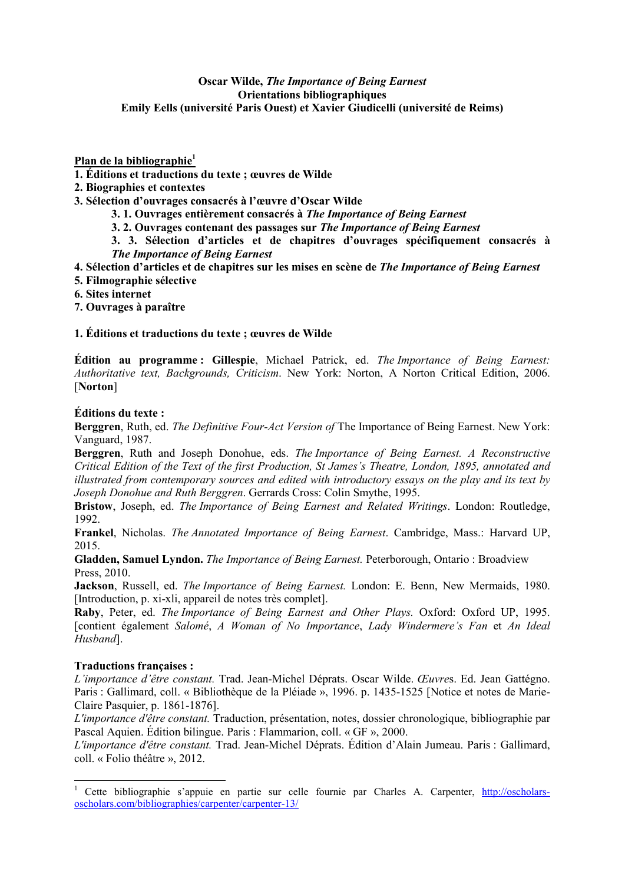**Oscar Wilde, *The Importance of Being Earnest***
**Orientations bibliographiques**
**Emily Eells (université Paris Ouest) et Xavier Giudicelli (université de Reims)**

**Plan de la bibliographie**[1]

**1. Éditions et traductions du texte ; œuvres de Wilde**
**2. Biographies et contextes**
**3. Sélection d'ouvrages consacrés à l'œuvre d'Oscar Wilde**
- **3. 1. Ouvrages entièrement consacrés à *The Importance of Being Earnest***
- **3. 2. Ouvrages contenant des passages sur *The Importance of Being Earnest***
- **3. 3. Sélection d'articles et de chapitres d'ouvrages spécifiquement consacrés à *The Importance of Being Earnest***

**4. Sélection d'articles et de chapitres sur les mises en scène de *The Importance of Being Earnest***
**5. Filmographie sélective**
**6. Sites internet**
**7. Ouvrages à paraître**

## 1. Éditions et traductions du texte ; œuvres de Wilde

**Édition au programme : Gillespie**, Michael Patrick, ed. *The Importance of Being Earnest: Authoritative text, Backgrounds, Criticism*. New York: Norton, A Norton Critical Edition, 2006. [**Norton**]

**Éditions du texte :**

**Berggren**, Ruth, ed. *The Definitive Four-Act Version of* The Importance of Being Earnest. New York: Vanguard, 1987.

**Berggren**, Ruth and Joseph Donohue, eds. *The Importance of Being Earnest. A Reconstructive Critical Edition of the Text of the first Production, St James's Theatre, London, 1895, annotated and illustrated from contemporary sources and edited with introductory essays on the play and its text by Joseph Donohue and Ruth Berggren*. Gerrards Cross: Colin Smythe, 1995.

**Bristow**, Joseph, ed. *The Importance of Being Earnest and Related Writings*. London: Routledge, 1992.

**Frankel**, Nicholas. *The Annotated Importance of Being Earnest*. Cambridge, Mass.: Harvard UP, 2015.

**Gladden, Samuel Lyndon.** *The Importance of Being Earnest.* Peterborough, Ontario : Broadview Press, 2010.

**Jackson**, Russell, ed. *The Importance of Being Earnest.* London: E. Benn, New Mermaids, 1980. [Introduction, p. xi-xli, appareil de notes très complet].

**Raby**, Peter, ed. *The Importance of Being Earnest and Other Plays.* Oxford: Oxford UP, 1995. [contient également *Salomé*, *A Woman of No Importance*, *Lady Windermere's Fan* et *An Ideal Husband*].

**Traductions françaises :**

*L'importance d'être constant.* Trad. Jean-Michel Déprats. Oscar Wilde. *Œuvres*. Ed. Jean Gattégno. Paris : Gallimard, coll. « Bibliothèque de la Pléiade », 1996. p. 1435-1525 [Notice et notes de Marie-Claire Pasquier, p. 1861-1876].

*L'importance d'être constant.* Traduction, présentation, notes, dossier chronologique, bibliographie par Pascal Aquien. Édition bilingue. Paris : Flammarion, coll. « GF », 2000.

*L'importance d'être constant.* Trad. Jean-Michel Déprats. Édition d'Alain Jumeau. Paris : Gallimard, coll. « Folio théâtre », 2012.

---

[1] Cette bibliographie s'appuie en partie sur celle fournie par Charles A. Carpenter, http://oscholars-oscholars.com/bibliographies/carpenter/carpenter-13/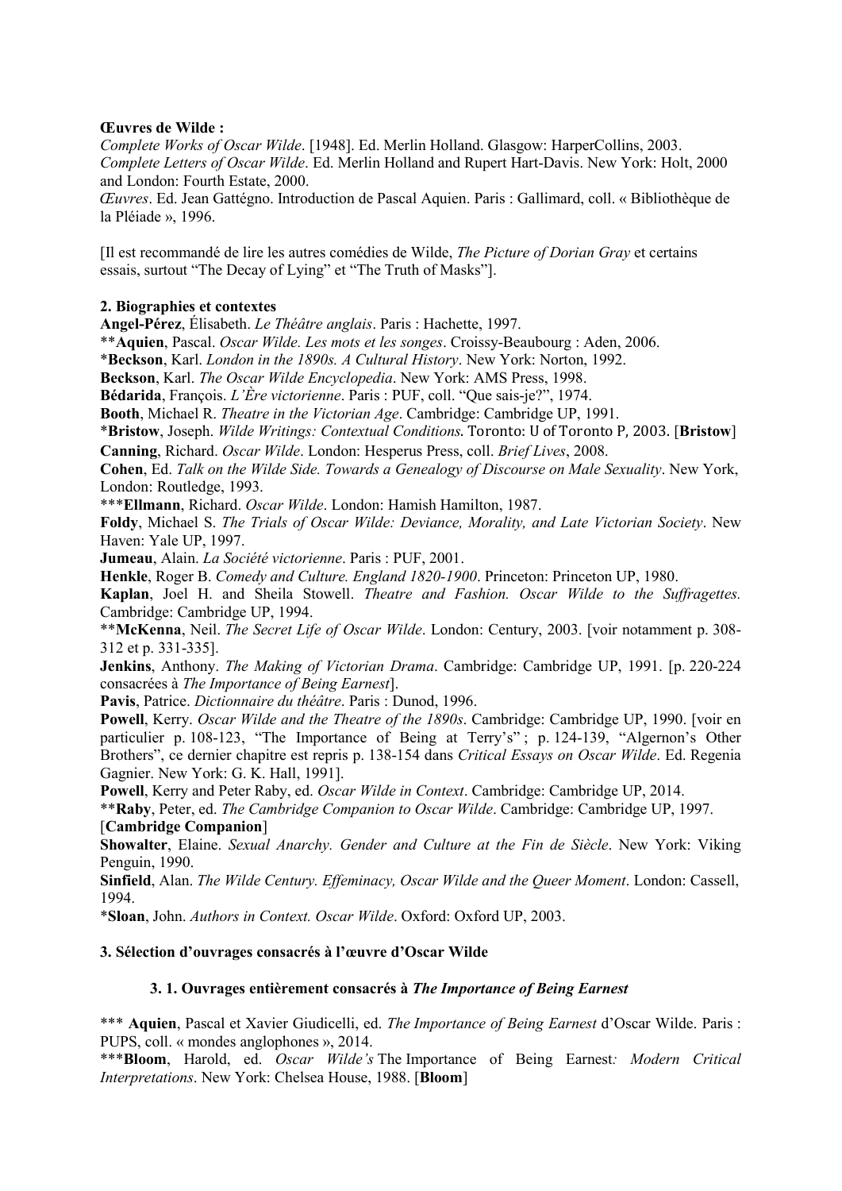**Œuvres de Wilde :**

*Complete Works of Oscar Wilde*. [1948]. Ed. Merlin Holland. Glasgow: HarperCollins, 2003.
*Complete Letters of Oscar Wilde*. Ed. Merlin Holland and Rupert Hart-Davis. New York: Holt, 2000 and London: Fourth Estate, 2000.
*Œuvres*. Ed. Jean Gattégno. Introduction de Pascal Aquien. Paris : Gallimard, coll. « Bibliothèque de la Pléiade », 1996.

[Il est recommandé de lire les autres comédies de Wilde, *The Picture of Dorian Gray* et certains essais, surtout "The Decay of Lying" et "The Truth of Masks"].

**2. Biographies et contextes**

**Angel-Pérez**, Élisabeth. *Le Théâtre anglais*. Paris : Hachette, 1997.
**Aquien**, Pascal. *Oscar Wilde. Les mots et les songes*. Croissy-Beaubourg : Aden, 2006.
***Beckson**, Karl. *London in the 1890s. A Cultural History*. New York: Norton, 1992.
**Beckson**, Karl. *The Oscar Wilde Encyclopedia*. New York: AMS Press, 1998.
**Bédarida**, François. *L'Ère victorienne*. Paris : PUF, coll. "Que sais-je?", 1974.
**Booth**, Michael R. *Theatre in the Victorian Age*. Cambridge: Cambridge UP, 1991.
***Bristow**, Joseph. *Wilde Writings: Contextual Conditions*. Toronto: U of Toronto P, 2003. [**Bristow**]
**Canning**, Richard. *Oscar Wilde*. London: Hesperus Press, coll. *Brief Lives*, 2008.
**Cohen**, Ed. *Talk on the Wilde Side. Towards a Genealogy of Discourse on Male Sexuality*. New York, London: Routledge, 1993.
*****Ellmann**, Richard. *Oscar Wilde*. London: Hamish Hamilton, 1987.
**Foldy**, Michael S. *The Trials of Oscar Wilde: Deviance, Morality, and Late Victorian Society*. New Haven: Yale UP, 1997.
**Jumeau**, Alain. *La Société victorienne*. Paris : PUF, 2001.
**Henkle**, Roger B. *Comedy and Culture. England 1820-1900*. Princeton: Princeton UP, 1980.
**Kaplan**, Joel H. and Sheila Stowell. *Theatre and Fashion. Oscar Wilde to the Suffragettes.* Cambridge: Cambridge UP, 1994.
****McKenna**, Neil. *The Secret Life of Oscar Wilde*. London: Century, 2003. [voir notamment p. 308-312 et p. 331-335].
**Jenkins**, Anthony. *The Making of Victorian Drama*. Cambridge: Cambridge UP, 1991. [p. 220-224 consacrées à *The Importance of Being Earnest*].
**Pavis**, Patrice. *Dictionnaire du théâtre*. Paris : Dunod, 1996.
**Powell**, Kerry. *Oscar Wilde and the Theatre of the 1890s*. Cambridge: Cambridge UP, 1990. [voir en particulier p. 108-123, "The Importance of Being at Terry's" ; p. 124-139, "Algernon's Other Brothers", ce dernier chapitre est repris p. 138-154 dans *Critical Essays on Oscar Wilde*. Ed. Regenia Gagnier. New York: G. K. Hall, 1991].
**Powell**, Kerry and Peter Raby, ed. *Oscar Wilde in Context*. Cambridge: Cambridge UP, 2014.
****Raby**, Peter, ed. *The Cambridge Companion to Oscar Wilde*. Cambridge: Cambridge UP, 1997. [**Cambridge Companion**]
**Showalter**, Elaine. *Sexual Anarchy. Gender and Culture at the Fin de Siècle*. New York: Viking Penguin, 1990.
**Sinfield**, Alan. *The Wilde Century. Effeminacy, Oscar Wilde and the Queer Moment*. London: Cassell, 1994.
***Sloan**, John. *Authors in Context. Oscar Wilde*. Oxford: Oxford UP, 2003.

**3. Sélection d'ouvrages consacrés à l'œuvre d'Oscar Wilde**

**3. 1. Ouvrages entièrement consacrés à *The Importance of Being Earnest***

*** **Aquien**, Pascal et Xavier Giudicelli, ed. *The Importance of Being Earnest* d'Oscar Wilde. Paris : PUPS, coll. « mondes anglophones », 2014.
*****Bloom**, Harold, ed. *Oscar Wilde's* The Importance of Being Earnest*: Modern Critical Interpretations*. New York: Chelsea House, 1988. [**Bloom**]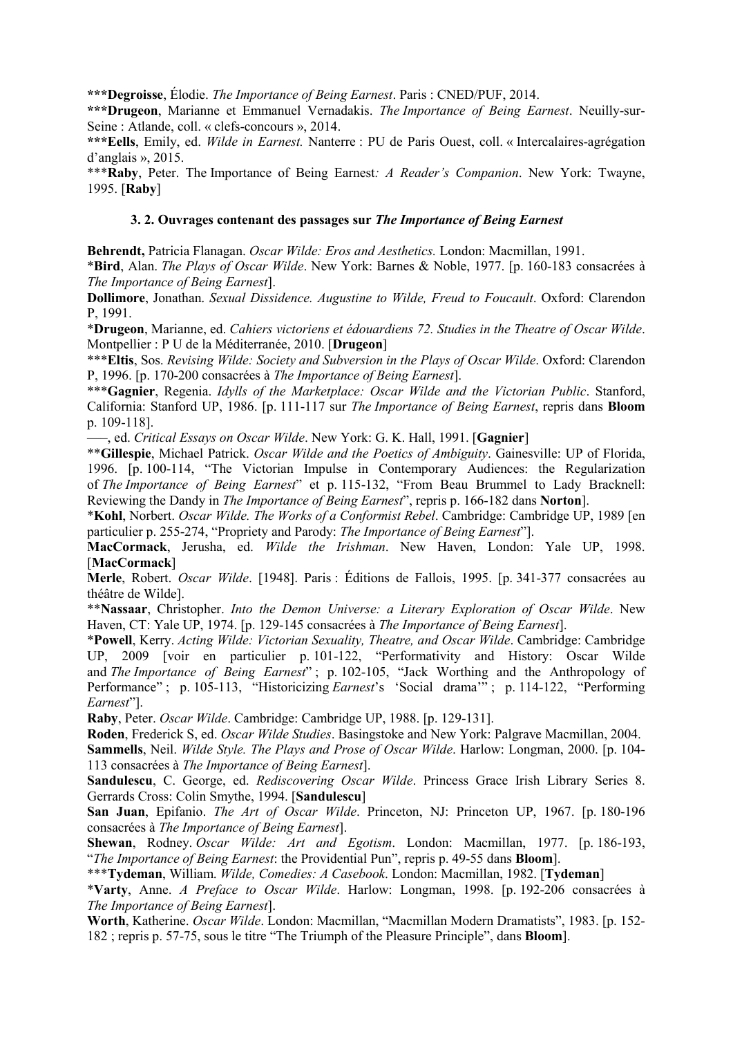***Degroisse**, Élodie. *The Importance of Being Earnest*. Paris : CNED/PUF, 2014.

***Drugeon**, Marianne et Emmanuel Vernadakis. *The Importance of Being Earnest*. Neuilly-sur-Seine : Atlande, coll. « clefs-concours », 2014.

***Eells**, Emily, ed. *Wilde in Earnest.* Nanterre : PU de Paris Ouest, coll. « Intercalaires-agrégation d'anglais », 2015.

***Raby**, Peter. The Importance of Being Earnest*: A Reader's Companion*. New York: Twayne, 1995. [**Raby**]

### 3. 2. Ouvrages contenant des passages sur *The Importance of Being Earnest*

**Behrendt,** Patricia Flanagan. *Oscar Wilde: Eros and Aesthetics.* London: Macmillan, 1991.

*Bird**, Alan. *The Plays of Oscar Wilde*. New York: Barnes & Noble, 1977. [p. 160-183 consacrées à *The Importance of Being Earnest*].

**Dollimore**, Jonathan. *Sexual Dissidence. Augustine to Wilde, Freud to Foucault*. Oxford: Clarendon P, 1991.

*Drugeon**, Marianne, ed. *Cahiers victoriens et édouardiens 72. Studies in the Theatre of Oscar Wilde*. Montpellier : P U de la Méditerranée, 2010. [**Drugeon**]

***Eltis**, Sos. *Revising Wilde: Society and Subversion in the Plays of Oscar Wilde*. Oxford: Clarendon P, 1996. [p. 170-200 consacrées à *The Importance of Being Earnest*].

***Gagnier**, Regenia. *Idylls of the Marketplace: Oscar Wilde and the Victorian Public*. Stanford, California: Stanford UP, 1986. [p. 111-117 sur *The Importance of Being Earnest*, repris dans **Bloom** p. 109-118].

–––, ed. *Critical Essays on Oscar Wilde*. New York: G. K. Hall, 1991. [**Gagnier**]

**Gillespie**, Michael Patrick. *Oscar Wilde and the Poetics of Ambiguity*. Gainesville: UP of Florida, 1996. [p. 100-114, "The Victorian Impulse in Contemporary Audiences: the Regularization of *The Importance of Being Earnest*" et p. 115-132, "From Beau Brummel to Lady Bracknell: Reviewing the Dandy in *The Importance of Being Earnest*", repris p. 166-182 dans **Norton**].

*Kohl**, Norbert. *Oscar Wilde. The Works of a Conformist Rebel*. Cambridge: Cambridge UP, 1989 [en particulier p. 255-274, "Propriety and Parody: *The Importance of Being Earnest*"].

**MacCormack**, Jerusha, ed. *Wilde the Irishman*. New Haven, London: Yale UP, 1998. [**MacCormack**]

**Merle**, Robert. *Oscar Wilde*. [1948]. Paris : Éditions de Fallois, 1995. [p. 341-377 consacrées au théâtre de Wilde].

**Nassaar**, Christopher. *Into the Demon Universe: a Literary Exploration of Oscar Wilde*. New Haven, CT: Yale UP, 1974. [p. 129-145 consacrées à *The Importance of Being Earnest*].

*Powell**, Kerry. *Acting Wilde: Victorian Sexuality, Theatre, and Oscar Wilde*. Cambridge: Cambridge UP, 2009 [voir en particulier p. 101-122, "Performativity and History: Oscar Wilde and *The Importance of Being Earnest*" ; p. 102-105, "Jack Worthing and the Anthropology of Performance" ; p. 105-113, "Historicizing *Earnest*'s 'Social drama'" ; p. 114-122, "Performing *Earnest*"].

**Raby**, Peter. *Oscar Wilde*. Cambridge: Cambridge UP, 1988. [p. 129-131].

**Roden**, Frederick S, ed. *Oscar Wilde Studies*. Basingstoke and New York: Palgrave Macmillan, 2004.

**Sammells**, Neil. *Wilde Style. The Plays and Prose of Oscar Wilde*. Harlow: Longman, 2000. [p. 104-113 consacrées à *The Importance of Being Earnest*].

**Sandulescu**, C. George, ed. *Rediscovering Oscar Wilde*. Princess Grace Irish Library Series 8. Gerrards Cross: Colin Smythe, 1994. [**Sandulescu**]

**San Juan**, Epifanio. *The Art of Oscar Wilde*. Princeton, NJ: Princeton UP, 1967. [p. 180-196 consacrées à *The Importance of Being Earnest*].

**Shewan**, Rodney. *Oscar Wilde: Art and Egotism*. London: Macmillan, 1977. [p. 186-193, "*The Importance of Being Earnest*: the Providential Pun", repris p. 49-55 dans **Bloom**].

***Tydeman**, William. *Wilde, Comedies: A Casebook*. London: Macmillan, 1982. [**Tydeman**]

*Varty**, Anne. *A Preface to Oscar Wilde*. Harlow: Longman, 1998. [p. 192-206 consacrées à *The Importance of Being Earnest*].

**Worth**, Katherine. *Oscar Wilde*. London: Macmillan, "Macmillan Modern Dramatists", 1983. [p. 152-182 ; repris p. 57-75, sous le titre "The Triumph of the Pleasure Principle", dans **Bloom**].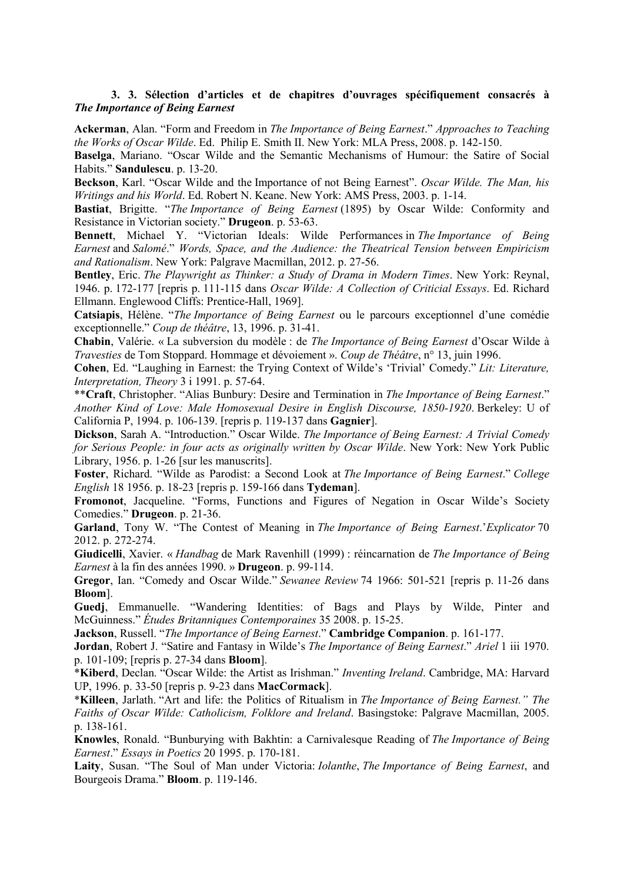### 3. 3. Sélection d'articles et de chapitres d'ouvrages spécifiquement consacrés à *The Importance of Being Earnest*

**Ackerman**, Alan. "Form and Freedom in *The Importance of Being Earnest*." *Approaches to Teaching the Works of Oscar Wilde*. Ed. Philip E. Smith II. New York: MLA Press, 2008. p. 142-150.

**Baselga**, Mariano. "Oscar Wilde and the Semantic Mechanisms of Humour: the Satire of Social Habits." **Sandulescu**. p. 13-20.

**Beckson**, Karl. "Oscar Wilde and the Importance of not Being Earnest". *Oscar Wilde. The Man, his Writings and his World*. Ed. Robert N. Keane. New York: AMS Press, 2003. p. 1-14.

**Bastiat**, Brigitte. "*The Importance of Being Earnest* (1895) by Oscar Wilde: Conformity and Resistance in Victorian society." **Drugeon**. p. 53-63.

**Bennett**, Michael Y. "Victorian Ideals: Wilde Performances in *The Importance of Being Earnest* and *Salomé*." *Words, Space, and the Audience: the Theatrical Tension between Empiricism and Rationalism*. New York: Palgrave Macmillan, 2012. p. 27-56.

**Bentley**, Eric. *The Playwright as Thinker: a Study of Drama in Modern Times*. New York: Reynal, 1946. p. 172-177 [repris p. 111-115 dans *Oscar Wilde: A Collection of Criticial Essays*. Ed. Richard Ellmann. Englewood Cliffs: Prentice-Hall, 1969].

**Catsiapis**, Hélène. "*The Importance of Being Earnest* ou le parcours exceptionnel d'une comédie exceptionnelle." *Coup de théâtre*, 13, 1996. p. 31-41.

**Chabin**, Valérie. « La subversion du modèle : de *The Importance of Being Earnest* d'Oscar Wilde à *Travesties* de Tom Stoppard. Hommage et dévoiement ». *Coup de Théâtre*, n° 13, juin 1996.

**Cohen**, Ed. "Laughing in Earnest: the Trying Context of Wilde's 'Trivial' Comedy." *Lit: Literature, Interpretation, Theory* 3 i 1991. p. 57-64.

\*\***Craft**, Christopher. "Alias Bunbury: Desire and Termination in *The Importance of Being Earnest*." *Another Kind of Love: Male Homosexual Desire in English Discourse, 1850-1920*. Berkeley: U of California P, 1994. p. 106-139. [repris p. 119-137 dans **Gagnier**].

**Dickson**, Sarah A. "Introduction." Oscar Wilde. *The Importance of Being Earnest: A Trivial Comedy for Serious People: in four acts as originally written by Oscar Wilde*. New York: New York Public Library, 1956. p. 1-26 [sur les manuscrits].

**Foster**, Richard. "Wilde as Parodist: a Second Look at *The Importance of Being Earnest*." *College English* 18 1956. p. 18-23 [repris p. 159-166 dans **Tydeman**].

**Fromonot**, Jacqueline. "Forms, Functions and Figures of Negation in Oscar Wilde's Society Comedies." **Drugeon**. p. 21-36.

**Garland**, Tony W. "The Contest of Meaning in *The Importance of Being Earnest*.'*Explicator* 70 2012. p. 272-274.

**Giudicelli**, Xavier. « *Handbag* de Mark Ravenhill (1999) : réincarnation de *The Importance of Being Earnest* à la fin des années 1990. » **Drugeon**. p. 99-114.

**Gregor**, Ian. "Comedy and Oscar Wilde." *Sewanee Review* 74 1966: 501-521 [repris p. 11-26 dans **Bloom**].

**Guedj**, Emmanuelle. "Wandering Identities: of Bags and Plays by Wilde, Pinter and McGuinness." *Études Britanniques Contemporaines* 35 2008. p. 15-25.

**Jackson**, Russell. "*The Importance of Being Earnest*." **Cambridge Companion**. p. 161-177.

**Jordan**, Robert J. "Satire and Fantasy in Wilde's *The Importance of Being Earnest*." *Ariel* 1 iii 1970. p. 101-109; [repris p. 27-34 dans **Bloom**].

\***Kiberd**, Declan. "Oscar Wilde: the Artist as Irishman." *Inventing Ireland*. Cambridge, MA: Harvard UP, 1996. p. 33-50 [repris p. 9-23 dans **MacCormack**].

\***Killeen**, Jarlath. "Art and life: the Politics of Ritualism in *The Importance of Being Earnest." The Faiths of Oscar Wilde: Catholicism, Folklore and Ireland*. Basingstoke: Palgrave Macmillan, 2005. p. 138-161.

**Knowles**, Ronald. "Bunburying with Bakhtin: a Carnivalesque Reading of *The Importance of Being Earnest*." *Essays in Poetics* 20 1995. p. 170-181.

**Laity**, Susan. "The Soul of Man under Victoria: *Iolanthe*, *The Importance of Being Earnest*, and Bourgeois Drama." **Bloom**. p. 119-146.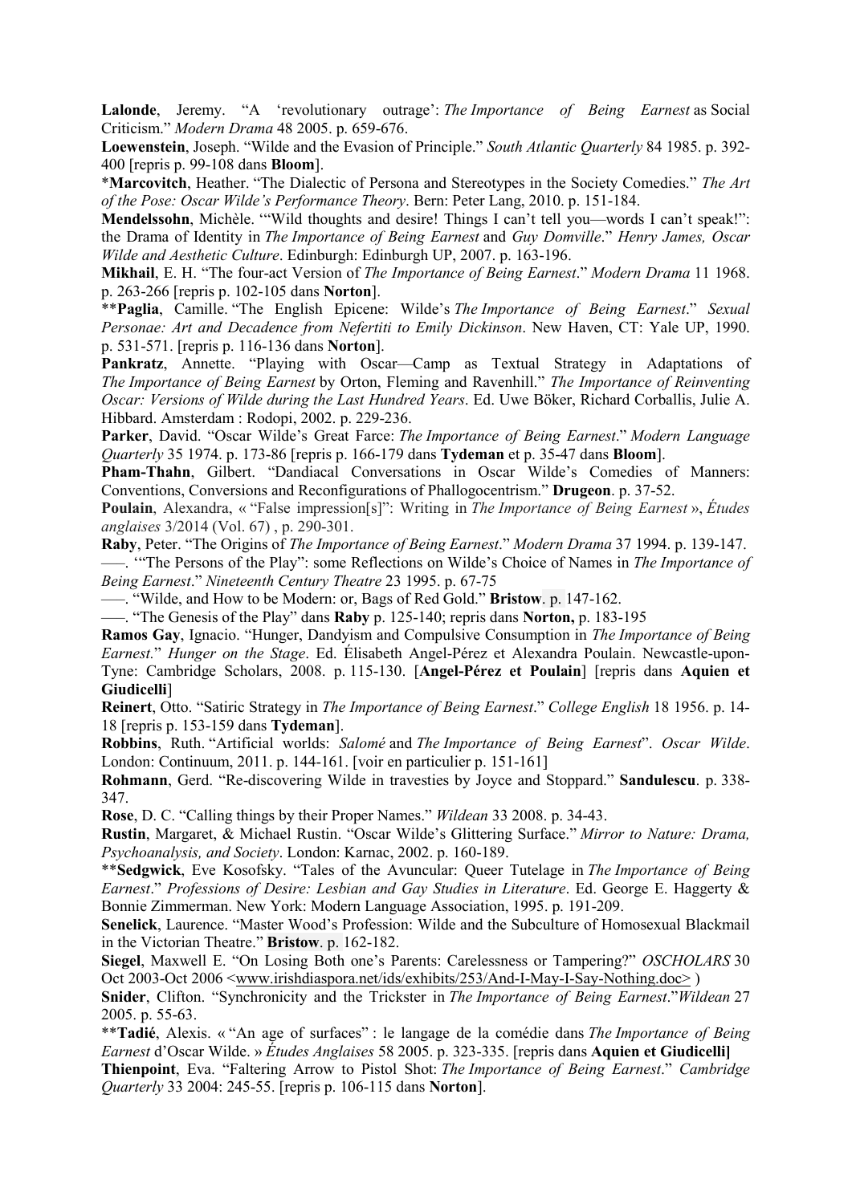**Lalonde**, Jeremy. "A 'revolutionary outrage': *The Importance of Being Earnest* as Social Criticism." *Modern Drama* 48 2005. p. 659-676.

**Loewenstein**, Joseph. "Wilde and the Evasion of Principle." *South Atlantic Quarterly* 84 1985. p. 392-400 [repris p. 99-108 dans **Bloom**].

*__Marcovitch__, Heather. "The Dialectic of Persona and Stereotypes in the Society Comedies." *The Art of the Pose: Oscar Wilde's Performance Theory*. Bern: Peter Lang, 2010. p. 151-184.

**Mendelssohn**, Michèle. '"Wild thoughts and desire! Things I can't tell you—words I can't speak!": the Drama of Identity in *The Importance of Being Earnest* and *Guy Domville*." *Henry James, Oscar Wilde and Aesthetic Culture*. Edinburgh: Edinburgh UP, 2007. p. 163-196.

**Mikhail**, E. H. "The four-act Version of *The Importance of Being Earnest*." *Modern Drama* 11 1968. p. 263-266 [repris p. 102-105 dans **Norton**].

**__Paglia__, Camille. "The English Epicene: Wilde's *The Importance of Being Earnest*." *Sexual Personae: Art and Decadence from Nefertiti to Emily Dickinson*. New Haven, CT: Yale UP, 1990. p. 531-571. [repris p. 116-136 dans **Norton**].

**Pankratz**, Annette. "Playing with Oscar—Camp as Textual Strategy in Adaptations of *The Importance of Being Earnest* by Orton, Fleming and Ravenhill." *The Importance of Reinventing Oscar: Versions of Wilde during the Last Hundred Years*. Ed. Uwe Böker, Richard Corballis, Julie A. Hibbard. Amsterdam : Rodopi, 2002. p. 229-236.

**Parker**, David. "Oscar Wilde's Great Farce: *The Importance of Being Earnest*." *Modern Language Quarterly* 35 1974. p. 173-86 [repris p. 166-179 dans **Tydeman** et p. 35-47 dans **Bloom**].

**Pham-Thahn**, Gilbert. "Dandiacal Conversations in Oscar Wilde's Comedies of Manners: Conventions, Conversions and Reconfigurations of Phallogocentrism." **Drugeon**. p. 37-52.

**Poulain**, Alexandra, « "False impression[s]": Writing in *The Importance of Being Earnest* », *Études anglaises* 3/2014 (Vol. 67) , p. 290-301.

**Raby**, Peter. "The Origins of *The Importance of Being Earnest*." *Modern Drama* 37 1994. p. 139-147.

–––. '"The Persons of the Play": some Reflections on Wilde's Choice of Names in *The Importance of Being Earnest*." *Nineteenth Century Theatre* 23 1995. p. 67-75

–––. "Wilde, and How to be Modern: or, Bags of Red Gold." **Bristow**. p. 147-162.

–––. "The Genesis of the Play" dans **Raby** p. 125-140; repris dans **Norton,** p. 183-195

**Ramos Gay**, Ignacio. "Hunger, Dandyism and Compulsive Consumption in *The Importance of Being Earnest.*" *Hunger on the Stage*. Ed. Élisabeth Angel-Pérez et Alexandra Poulain. Newcastle-upon-Tyne: Cambridge Scholars, 2008. p. 115-130. [**Angel-Pérez et Poulain**] [repris dans **Aquien et Giudicelli**]

**Reinert**, Otto. "Satiric Strategy in *The Importance of Being Earnest*." *College English* 18 1956. p. 14-18 [repris p. 153-159 dans **Tydeman**].

**Robbins**, Ruth. "Artificial worlds: *Salomé* and *The Importance of Being Earnest*". *Oscar Wilde*. London: Continuum, 2011. p. 144-161. [voir en particulier p. 151-161]

**Rohmann**, Gerd. "Re-discovering Wilde in travesties by Joyce and Stoppard." **Sandulescu**. p. 338-347.

**Rose**, D. C. "Calling things by their Proper Names." *Wildean* 33 2008. p. 34-43.

**Rustin**, Margaret, & Michael Rustin. "Oscar Wilde's Glittering Surface." *Mirror to Nature: Drama, Psychoanalysis, and Society*. London: Karnac, 2002. p. 160-189.

**__Sedgwick__, Eve Kosofsky. "Tales of the Avuncular: Queer Tutelage in *The Importance of Being Earnest*." *Professions of Desire: Lesbian and Gay Studies in Literature*. Ed. George E. Haggerty & Bonnie Zimmerman. New York: Modern Language Association, 1995. p. 191-209.

**Senelick**, Laurence. "Master Wood's Profession: Wilde and the Subculture of Homosexual Blackmail in the Victorian Theatre." **Bristow**. p. 162-182.

**Siegel**, Maxwell E. "On Losing Both one's Parents: Carelessness or Tampering?" *OSCHOLARS* 30 Oct 2003-Oct 2006 <www.irishdiaspora.net/ids/exhibits/253/And-I-May-I-Say-Nothing.doc> )

**Snider**, Clifton. "Synchronicity and the Trickster in *The Importance of Being Earnest*."*Wildean* 27 2005. p. 55-63.

**__Tadié__, Alexis. « "An age of surfaces" : le langage de la comédie dans *The Importance of Being Earnest* d'Oscar Wilde. » *Études Anglaises* 58 2005. p. 323-335. [repris dans **Aquien et Giudicelli]**

**Thienpoint**, Eva. "Faltering Arrow to Pistol Shot: *The Importance of Being Earnest*." *Cambridge Quarterly* 33 2004: 245-55. [repris p. 106-115 dans **Norton**].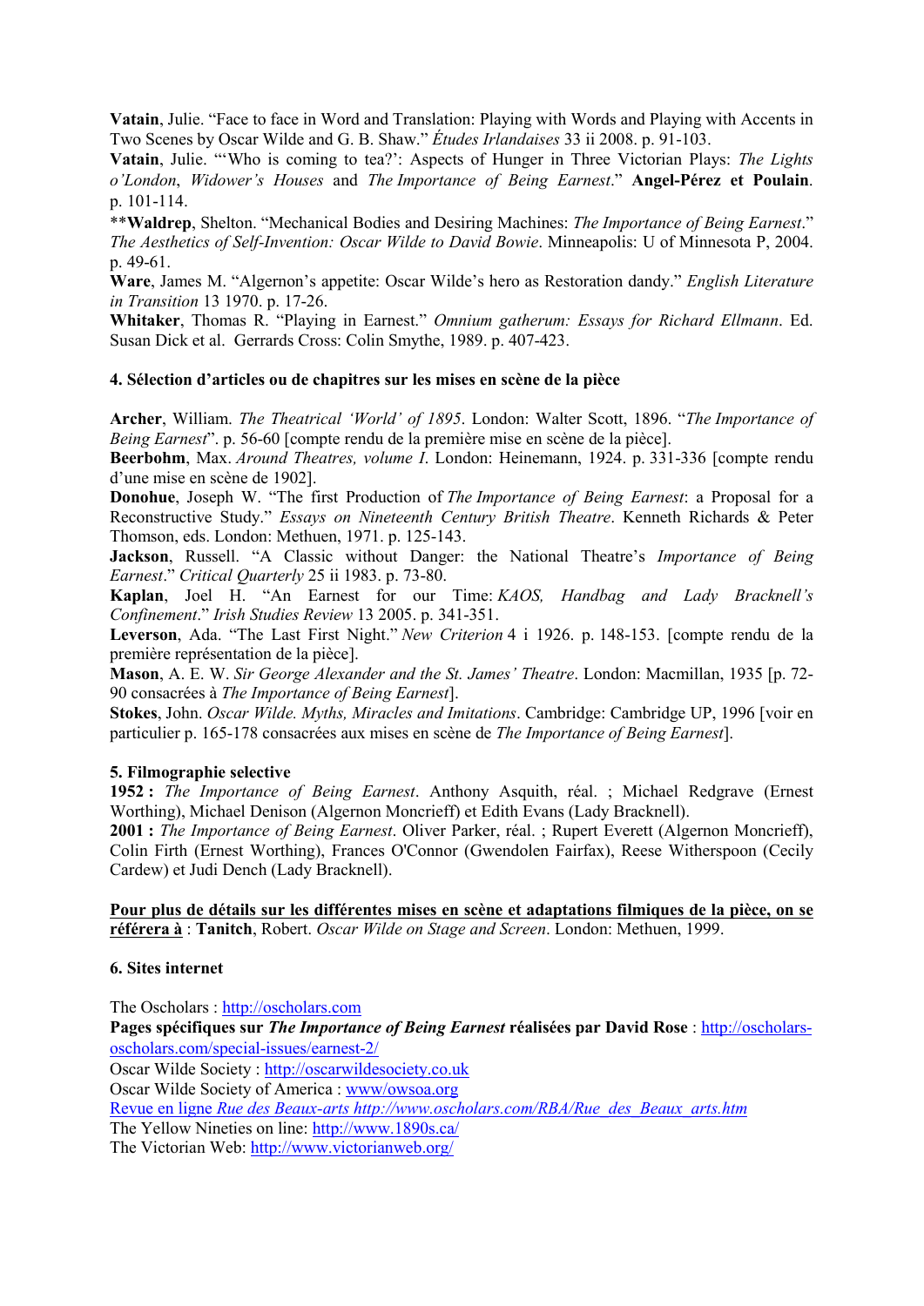**Vatain**, Julie. "Face to face in Word and Translation: Playing with Words and Playing with Accents in Two Scenes by Oscar Wilde and G. B. Shaw." *Études Irlandaises* 33 ii 2008. p. 91-103.

**Vatain**, Julie. "'Who is coming to tea?': Aspects of Hunger in Three Victorian Plays: *The Lights o'London*, *Widower's Houses* and *The Importance of Being Earnest*." **Angel-Pérez et Poulain**. p. 101-114.

**\*\*Waldrep**, Shelton. "Mechanical Bodies and Desiring Machines: *The Importance of Being Earnest*." *The Aesthetics of Self-Invention: Oscar Wilde to David Bowie*. Minneapolis: U of Minnesota P, 2004. p. 49-61.

**Ware**, James M. "Algernon's appetite: Oscar Wilde's hero as Restoration dandy." *English Literature in Transition* 13 1970. p. 17-26.

**Whitaker**, Thomas R. "Playing in Earnest." *Omnium gatherum: Essays for Richard Ellmann*. Ed. Susan Dick et al. Gerrards Cross: Colin Smythe, 1989. p. 407-423.

### 4. Sélection d'articles ou de chapitres sur les mises en scène de la pièce

**Archer**, William. *The Theatrical 'World' of 1895*. London: Walter Scott, 1896. "*The Importance of Being Earnest*". p. 56-60 [compte rendu de la première mise en scène de la pièce].

**Beerbohm**, Max. *Around Theatres, volume I*. London: Heinemann, 1924. p. 331-336 [compte rendu d'une mise en scène de 1902].

**Donohue**, Joseph W. "The first Production of *The Importance of Being Earnest*: a Proposal for a Reconstructive Study." *Essays on Nineteenth Century British Theatre*. Kenneth Richards & Peter Thomson, eds. London: Methuen, 1971. p. 125-143.

**Jackson**, Russell. "A Classic without Danger: the National Theatre's *Importance of Being Earnest*." *Critical Quarterly* 25 ii 1983. p. 73-80.

**Kaplan**, Joel H. "An Earnest for our Time: *KAOS, Handbag and Lady Bracknell's Confinement*." *Irish Studies Review* 13 2005. p. 341-351.

**Leverson**, Ada. "The Last First Night." *New Criterion* 4 i 1926. p. 148-153. [compte rendu de la première représentation de la pièce].

**Mason**, A. E. W. *Sir George Alexander and the St. James' Theatre*. London: Macmillan, 1935 [p. 72-90 consacrées à *The Importance of Being Earnest*].

**Stokes**, John. *Oscar Wilde. Myths, Miracles and Imitations*. Cambridge: Cambridge UP, 1996 [voir en particulier p. 165-178 consacrées aux mises en scène de *The Importance of Being Earnest*].

### 5. Filmographie selective

**1952 :** *The Importance of Being Earnest*. Anthony Asquith, réal. ; Michael Redgrave (Ernest Worthing), Michael Denison (Algernon Moncrieff) et Edith Evans (Lady Bracknell).

**2001 :** *The Importance of Being Earnest*. Oliver Parker, réal. ; Rupert Everett (Algernon Moncrieff), Colin Firth (Ernest Worthing), Frances O'Connor (Gwendolen Fairfax), Reese Witherspoon (Cecily Cardew) et Judi Dench (Lady Bracknell).

**<u>Pour plus de détails sur les différentes mises en scène et adaptations filmiques de la pièce, on se référera à</u>** : **Tanitch**, Robert. *Oscar Wilde on Stage and Screen*. London: Methuen, 1999.

### 6. Sites internet

The Oscholars : http://oscholars.com

**Pages spécifiques sur *The Importance of Being Earnest* réalisées par David Rose** : http://oscholars-oscholars.com/special-issues/earnest-2/

Oscar Wilde Society : http://oscarwildesociety.co.uk

Oscar Wilde Society of America : www/owsoa.org

Revue en ligne *Rue des Beaux-arts http://www.oscholars.com/RBA/Rue_des_Beaux_arts.htm*

The Yellow Nineties on line: http://www.1890s.ca/

The Victorian Web: http://www.victorianweb.org/